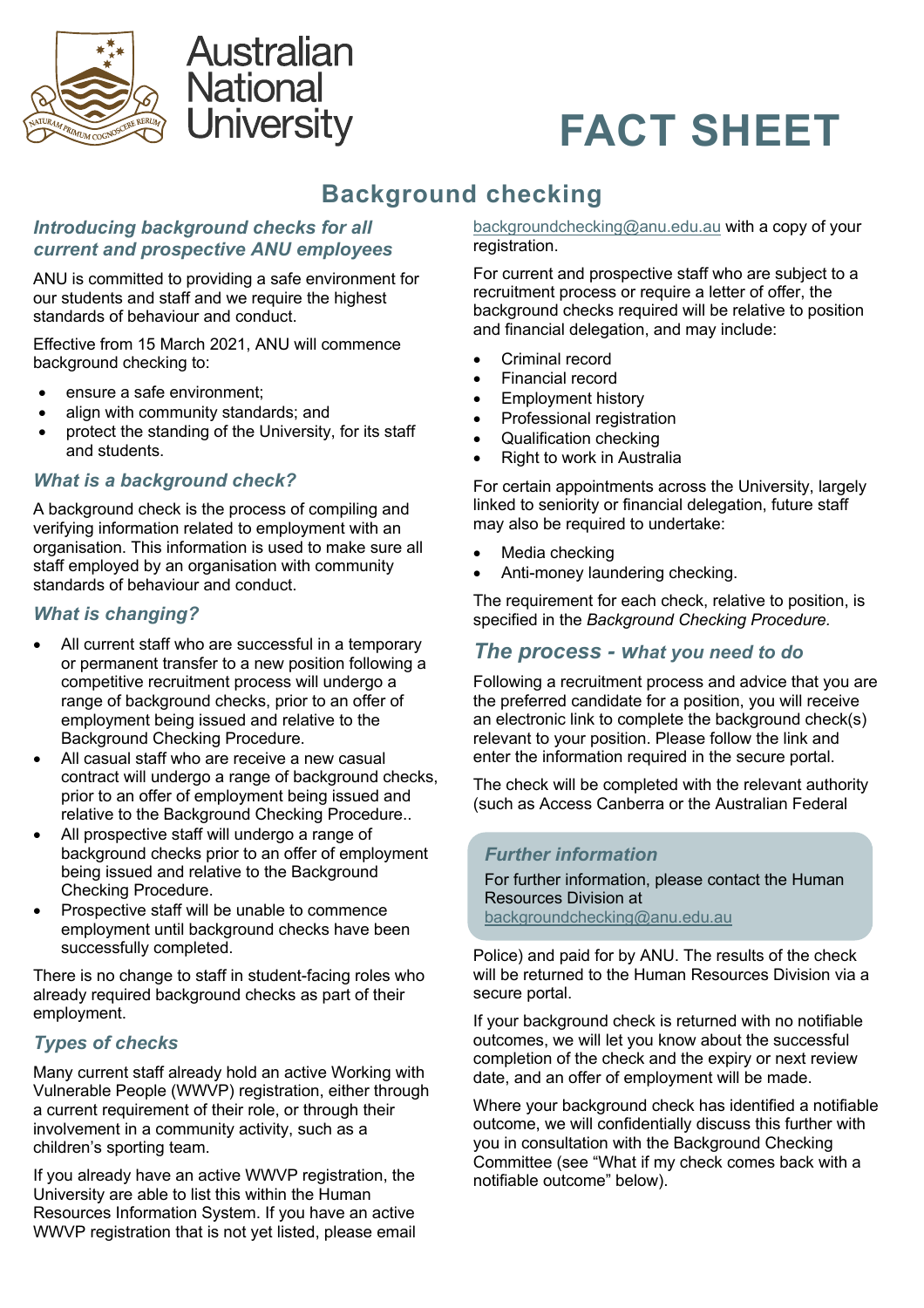Australian National University

# FACT SHEET

## Background checking

### *Introducing background checks for all current and prospective ANU employees*

ANU is committed to providing a safe environment for our students and staff and we require the highest standards of behaviour and conduct.

Effective from 15 March 2021, ANU will commence background checking to:

- ensure a safe environment;
- align with community standards; and
- protect the standing of the University, for its staff and students.

### *What is a background check?*

A background check is the process of compiling and verifying information related to employment with an organisation. This information is used to make sure all staff employed by an organisation with community standards of behaviour and conduct.

### *What is changing?*

- All current staff who are successful in a temporary or permanent transfer to a new position following a competitive recruitment process will undergo a range of background checks, prior to an offer of employment being issued and relative to the Background Checking Procedure.
- All casual staff who are receive a new casual contract will undergo a range of background checks, prior to an offer of employment being issued and relative to the Background Checking Procedure..
- All prospective staff will undergo a range of background checks prior to an offer of employment being issued and relative to the Background Checking Procedure.
- Prospective staff will be unable to commence employment until background checks have been successfully completed.

There is no change to staff in student-facing roles who already required background checks as part of their employment.

### *Types of checks*

Many current staff already hold an active Working with Vulnerable People (WWVP) registration, either through a current requirement of their role, or through their involvement in a community activity, such as a children's sporting team.

If you already have an active WWVP registration, the University are able to list this within the Human Resources Information System. If you have an active WWVP registration that is not yet listed, please email backgroundchecking@anu.edu.au with a copy of your registration.

For current and prospective staff who are subject to a recruitment process or require a letter of offer, the background checks required will be relative to position and financial delegation, and may include:

- Criminal record
- Financial record
- Employment history
- Professional registration
- Qualification checking
- Right to work in Australia

For certain appointments across the University, largely linked to seniority or financial delegation, future staff may also be required to undertake:

- Media checking
- Anti-money laundering checking.

The requirement for each check, relative to position, is specified in the *Background Checking Procedure.*

### *The process - what you need to do*

Following a recruitment process and advice that you are the preferred candidate for a position, you will receive an electronic link to complete the background check(s) relevant to your position. Please follow the link and enter the information required in the secure portal.

The check will be completed with the relevant authority (such as Access Canberra or the Australian Federal Police) and paid for by ANU. The results of the check will be returned to the Human Resources Division via a secure portal.

If your background check is returned with no notifiable outcomes, we will let you know about the successful completion of the check and the expiry or next review date, and an offer of employment will be made.

Where your background check has identified a notifiable outcome, we will confidentially discuss this further with you in consultation with the Background Checking Committee (see "What if my check comes back with a notifiable outcome" below).

### *Further information*

For further information, please contact the Human Resources Division at backgroundchecking@anu.edu.au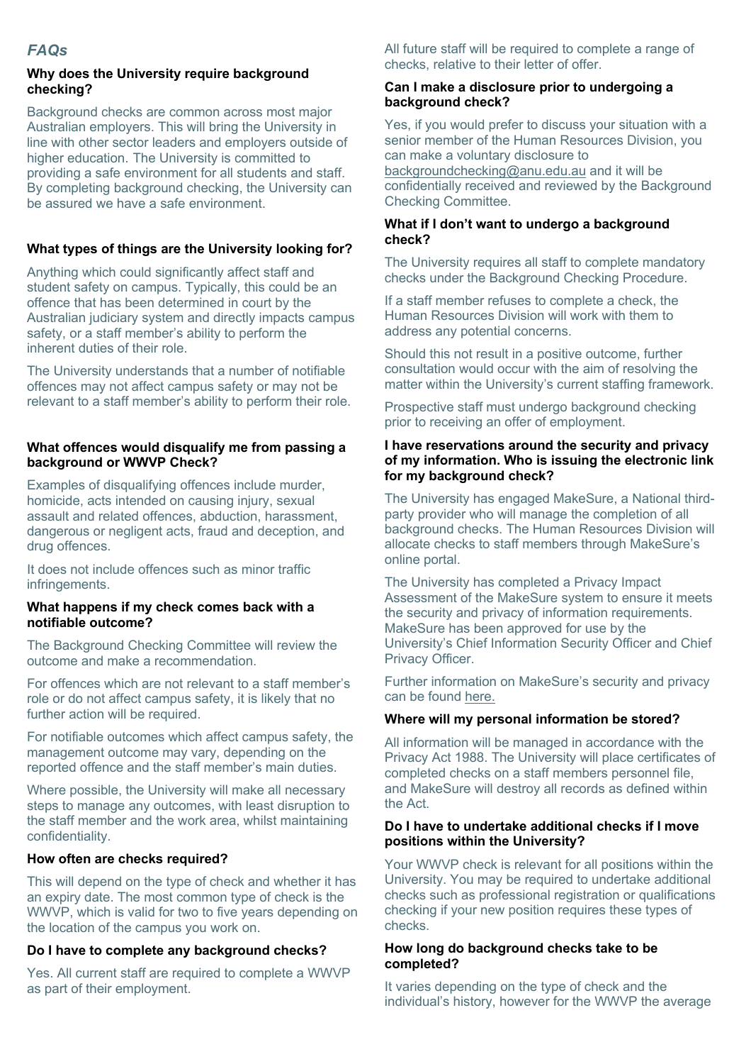## *FAQs*

### Why does the University require background checking?

Background checks are common across most major Australian employers. This will bring the University in line with other sector leaders and employers outside of higher education. The University is committed to providing a safe environment for all students and staff. By completing background checking, the University can be assured we have a safe environment.

### What types of things are the University looking for?

Anything which could significantly affect staff and student safety on campus. Typically, this could be an offence that has been determined in court by the Australian judiciary system and directly impacts campus safety, or a staff member's ability to perform the inherent duties of their role.

The University understands that a number of notifiable offences may not affect campus safety or may not be relevant to a staff member's ability to perform their role.

### What offences would disqualify me from passing a background or WWVP Check?

Examples of disqualifying offences include murder, homicide, acts intended on causing injury, sexual assault and related offences, abduction, harassment, dangerous or negligent acts, fraud and deception, and drug offences.

It does not include offences such as minor traffic infringements.

### What happens if my check comes back with a notifiable outcome?

The Background Checking Committee will review the outcome and make a recommendation.

For offences which are not relevant to a staff member's role or do not affect campus safety, it is likely that no further action will be required.

For notifiable outcomes which affect campus safety, the management outcome may vary, depending on the reported offence and the staff member's main duties.

Where possible, the University will make all necessary steps to manage any outcomes, with least disruption to the staff member and the work area, whilst maintaining confidentiality.

### How often are checks required?

This will depend on the type of check and whether it has an expiry date. The most common type of check is the WWVP, which is valid for two to five years depending on the location of the campus you work on.

### Do I have to complete any background checks?

Yes. All current staff are required to complete a WWVP as part of their employment.

All future staff will be required to complete a range of checks, relative to their letter of offer.

### Can I make a disclosure prior to undergoing a background check?

Yes, if you would prefer to discuss your situation with a senior member of the Human Resources Division, you can make a voluntary disclosure to backgroundchecking@anu.edu.au and it will be confidentially received and reviewed by the Background Checking Committee.

### What if I don't want to undergo a background check?

The University requires all staff to complete mandatory checks under the Background Checking Procedure.

If a staff member refuses to complete a check, the Human Resources Division will work with them to address any potential concerns.

Should this not result in a positive outcome, further consultation would occur with the aim of resolving the matter within the University's current staffing framework.

Prospective staff must undergo background checking prior to receiving an offer of employment.

### I have reservations around the security and privacy of my information. Who is issuing the electronic link for my background check?

The University has engaged MakeSure, a National third-party provider who will manage the completion of all background checks. The Human Resources Division will allocate checks to staff members through MakeSure's online portal.

The University has completed a Privacy Impact Assessment of the MakeSure system to ensure it meets the security and privacy of information requirements. MakeSure has been approved for use by the University's Chief Information Security Officer and Chief Privacy Officer.

Further information on MakeSure's security and privacy can be found here.

### Where will my personal information be stored?

All information will be managed in accordance with the Privacy Act 1988. The University will place certificates of completed checks on a staff members personnel file, and MakeSure will destroy all records as defined within the Act.

### Do I have to undertake additional checks if I move positions within the University?

Your WWVP check is relevant for all positions within the University. You may be required to undertake additional checks such as professional registration or qualifications checking if your new position requires these types of checks.

### How long do background checks take to be completed?

It varies depending on the type of check and the individual's history, however for the WWVP the average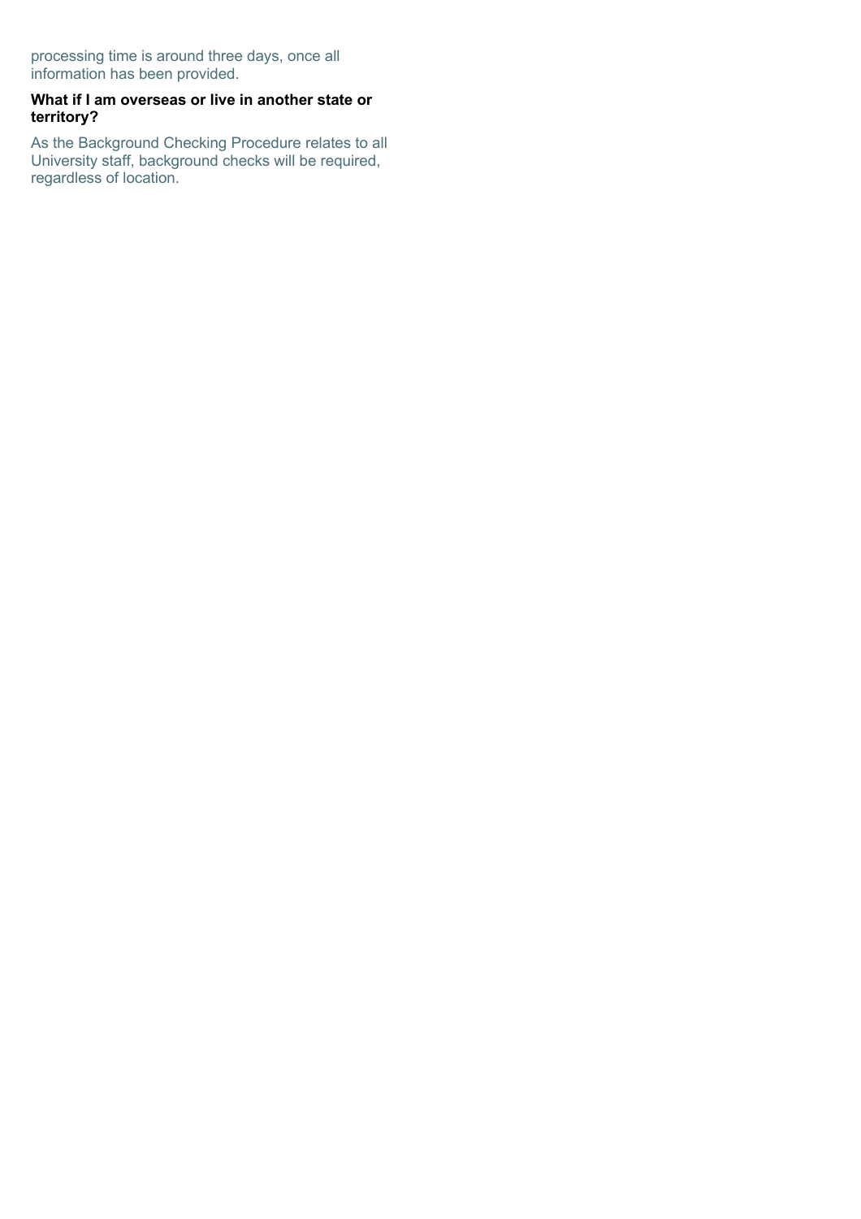processing time is around three days, once all information has been provided.

**What if I am overseas or live in another state or territory?**

As the Background Checking Procedure relates to all University staff, background checks will be required, regardless of location.